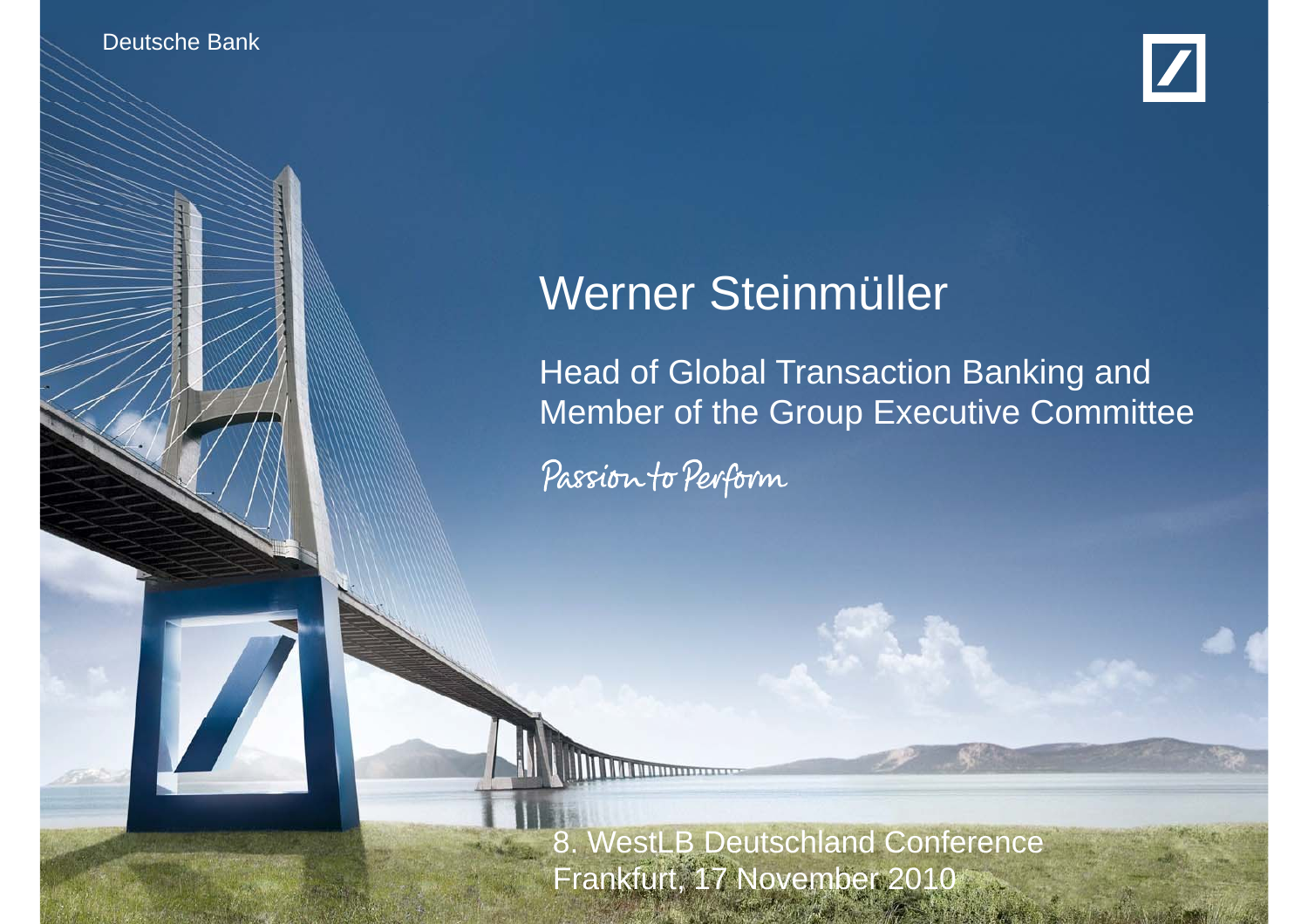Deutsche Bank

# Werner Steinmüller

Head of Global Transaction Banking and Member of the Group Executive Committee

*Passion to Perform*

8. WestLB Deutschland Conference
Frankfurt, 17 November 2010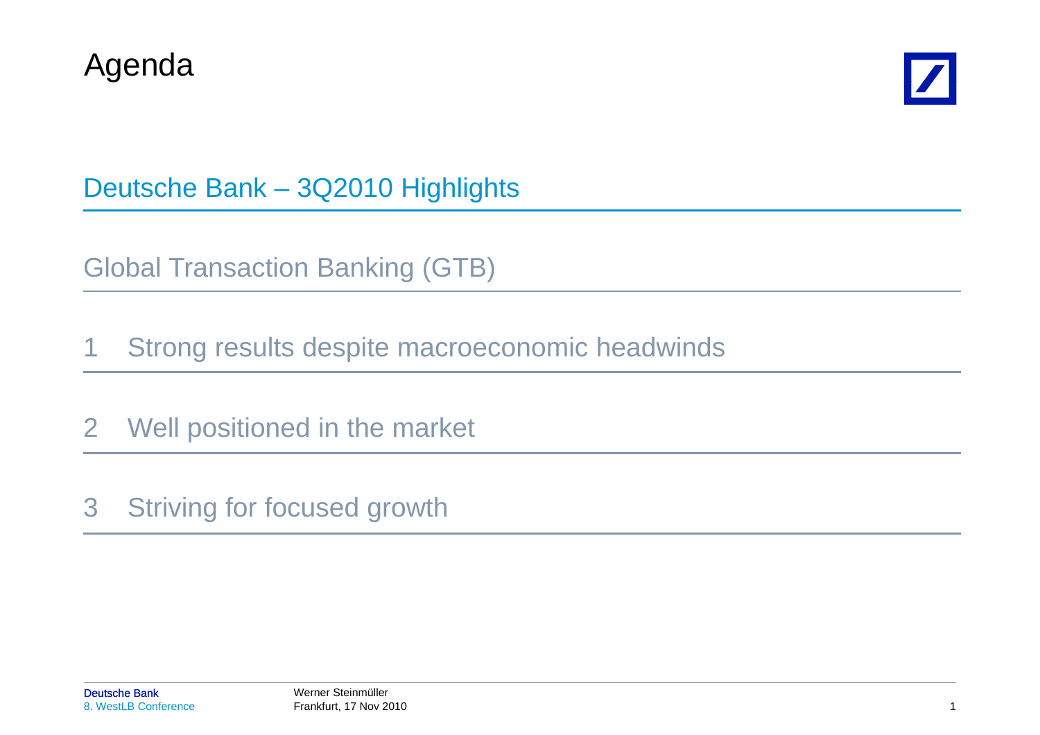# Agenda

## Deutsche Bank – 3Q2010 Highlights

## Global Transaction Banking (GTB)

1 Strong results despite macroeconomic headwinds

2 Well positioned in the market

3 Striving for focused growth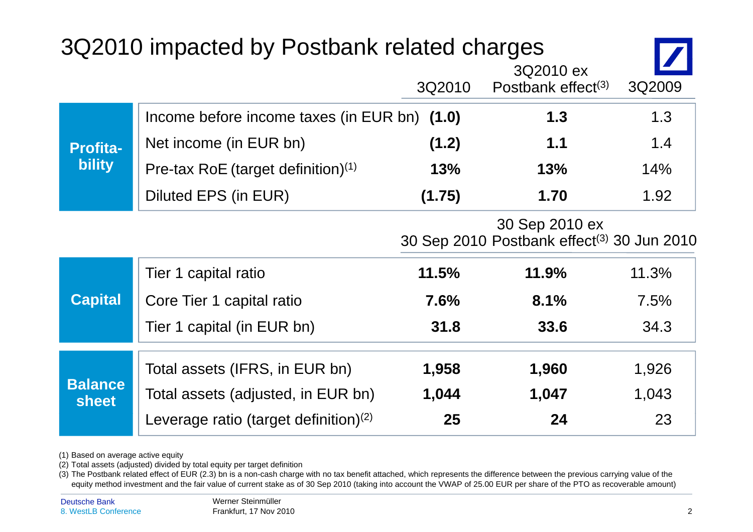# 3Q2010 impacted by Postbank related charges

| | | 3Q2010 | 3Q2010 ex Postbank effect[3] | 3Q2009 |
|---|---|---|---|---|
| **Profitability** | Income before income taxes (in EUR bn) | **(1.0)** | **1.3** | 1.3 |
| | Net income (in EUR bn) | **(1.2)** | **1.1** | 1.4 |
| | Pre-tax RoE (target definition)[1] | **13%** | **13%** | 14% |
| | Diluted EPS (in EUR) | **(1.75)** | **1.70** | 1.92 |

| | | 30 Sep 2010 | 30 Sep 2010 ex Postbank effect[3] | 30 Jun 2010 |
|---|---|---|---|---|
| **Capital** | Tier 1 capital ratio | **11.5%** | **11.9%** | 11.3% |
| | Core Tier 1 capital ratio | **7.6%** | **8.1%** | 7.5% |
| | Tier 1 capital (in EUR bn) | **31.8** | **33.6** | 34.3 |
| **Balance sheet** | Total assets (IFRS, in EUR bn) | **1,958** | **1,960** | 1,926 |
| | Total assets (adjusted, in EUR bn) | **1,044** | **1,047** | 1,043 |
| | Leverage ratio (target definition)[2] | **25** | **24** | 23 |

(1) Based on average active equity
(2) Total assets (adjusted) divided by total equity per target definition
(3) The Postbank related effect of EUR (2.3) bn is a non-cash charge with no tax benefit attached, which represents the difference between the previous carrying value of the equity method investment and the fair value of current stake as of 30 Sep 2010 (taking into account the VWAP of 25.00 EUR per share of the PTO as recoverable amount)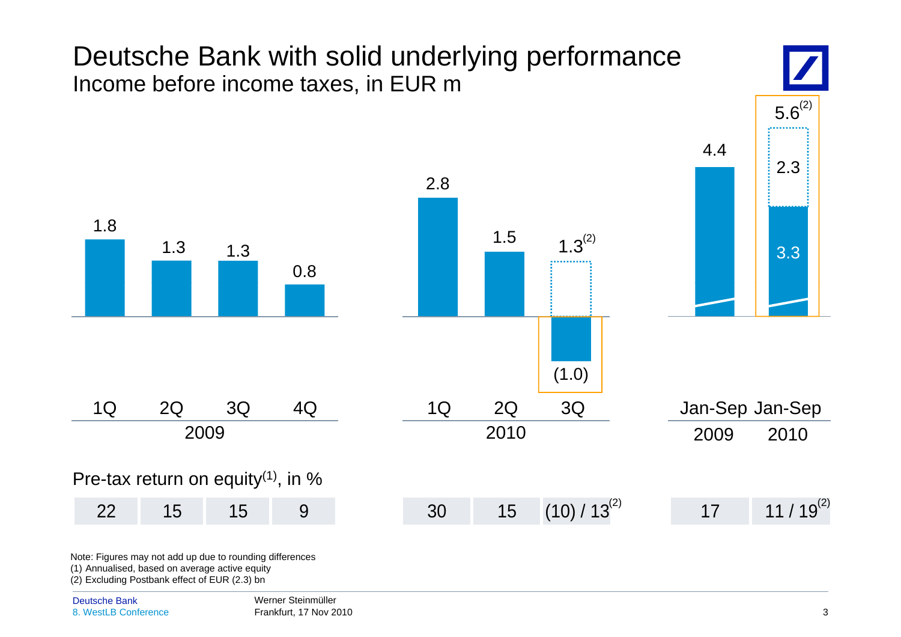# Deutsche Bank with solid underlying performance

## Income before income taxes, in EUR m

| | 1Q 2009 | 2Q 2009 | 3Q 2009 | 4Q 2009 | 1Q 2010 | 2Q 2010 | 3Q 2010 | Jan-Sep 2009 | Jan-Sep 2010 |
|---|---|---|---|---|---|---|---|---|---|
| Income before income taxes | 1.8 | 1.3 | 1.3 | 0.8 | 2.8 | 1.5 | (1.0) / 1.3[2] | 4.4 | 3.3 / 5.6[2] |
| Postbank effect | | | | | | | 2.3 | | 2.3 |

**Pre-tax return on equity[1], in %**

| | 1Q 2009 | 2Q 2009 | 3Q 2009 | 4Q 2009 | 1Q 2010 | 2Q 2010 | 3Q 2010 | Jan-Sep 2009 | Jan-Sep 2010 |
|---|---|---|---|---|---|---|---|---|---|
| Pre-tax return on equity | 22 | 15 | 15 | 9 | 30 | 15 | (10) / 13[2] | 17 | 11 / 19[2] |

Note: Figures may not add up due to rounding differences

(1) Annualised, based on average active equity

(2) Excluding Postbank effect of EUR (2.3) bn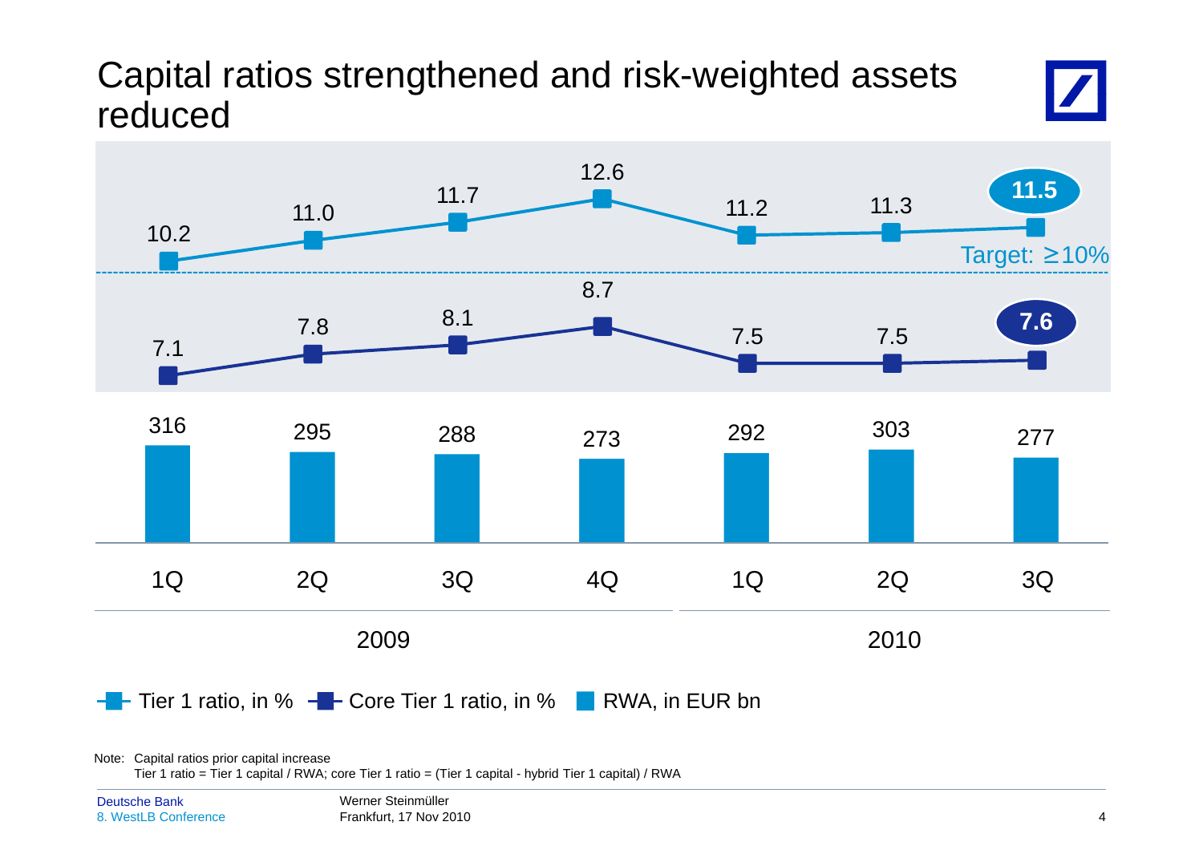# Capital ratios strengthened and risk-weighted assets reduced

| | 2009 1Q | 2009 2Q | 2009 3Q | 2009 4Q | 2010 1Q | 2010 2Q | 2010 3Q |
|---|---|---|---|---|---|---|---|
| Tier 1 ratio, in % | 10.2 | 11.0 | 11.7 | 12.6 | 11.2 | 11.3 | **11.5** |
| Core Tier 1 ratio, in % | 7.1 | 7.8 | 8.1 | 8.7 | 7.5 | 7.5 | **7.6** |
| RWA, in EUR bn | 316 | 295 | 288 | 273 | 292 | 303 | 277 |

Target: ≥10%

Note: Capital ratios prior capital increase
Tier 1 ratio = Tier 1 capital / RWA; core Tier 1 ratio = (Tier 1 capital - hybrid Tier 1 capital) / RWA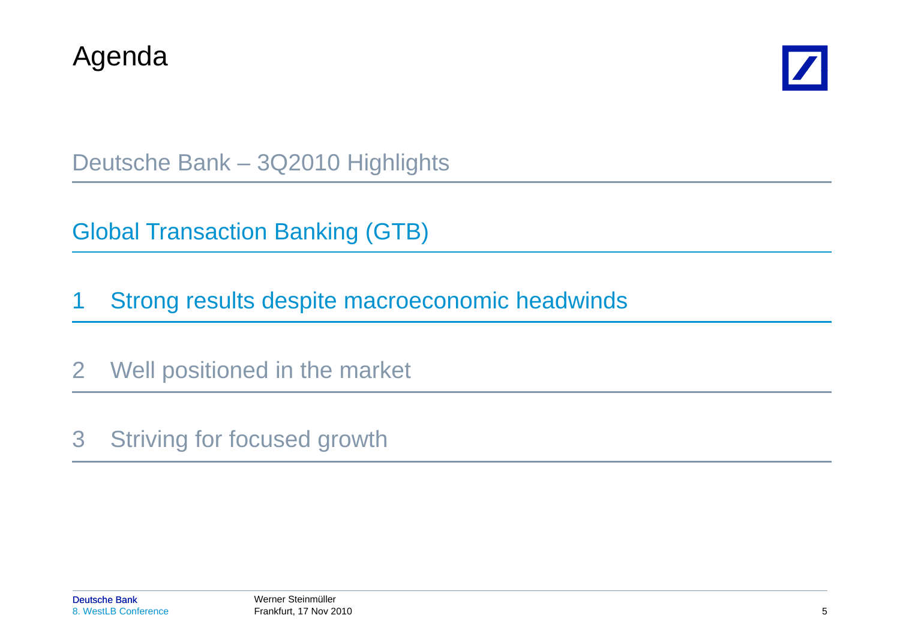# Agenda

Deutsche Bank – 3Q2010 Highlights

Global Transaction Banking (GTB)

1 Strong results despite macroeconomic headwinds

2 Well positioned in the market

3 Striving for focused growth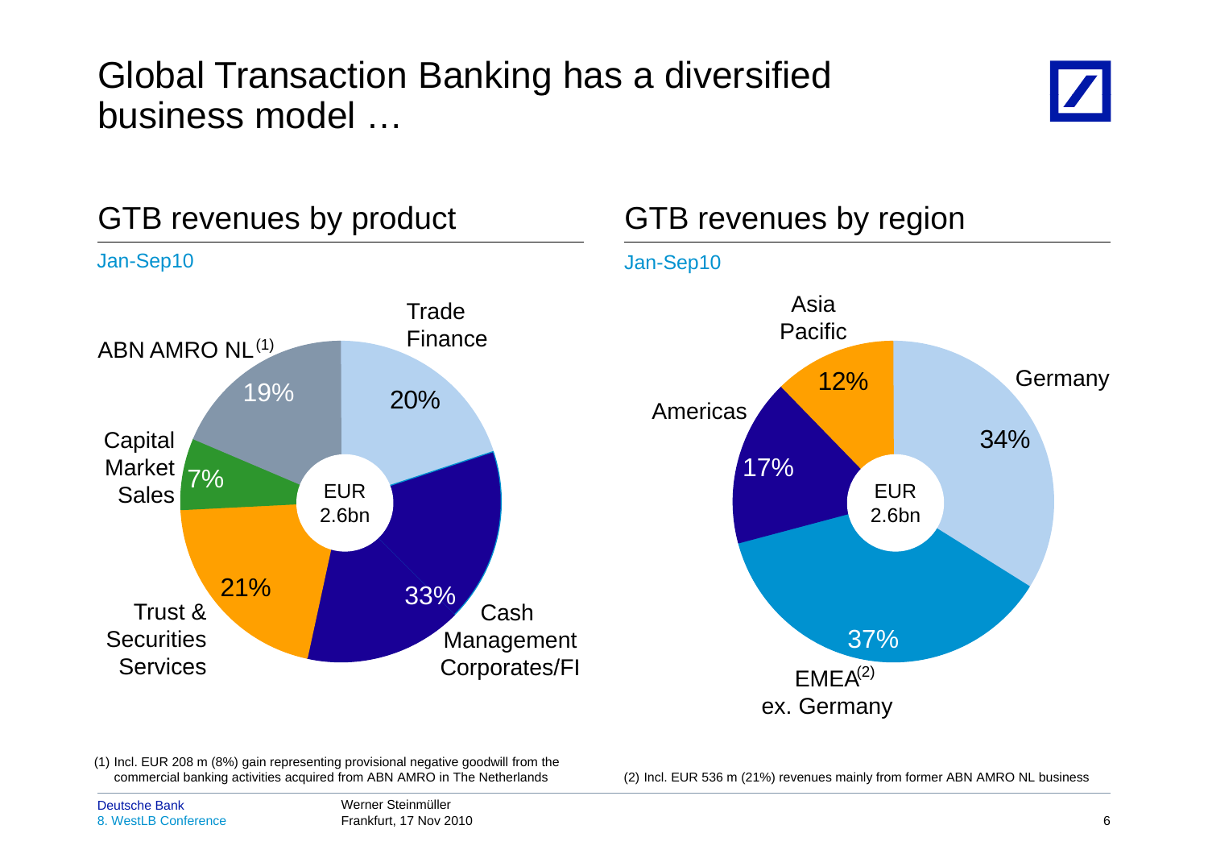# Global Transaction Banking has a diversified business model …

## GTB revenues by product

Jan-Sep10

EUR 2.6bn

| Product | Share |
|---|---|
| Trade Finance | 20% |
| Cash Management Corporates/FI | 33% |
| Trust & Securities Services | 21% |
| Capital Market Sales | 7% |
| ABN AMRO NL[1] | 19% |

## GTB revenues by region

Jan-Sep10

EUR 2.6bn

| Region | Share |
|---|---|
| Germany | 34% |
| EMEA[2] ex. Germany | 37% |
| Americas | 17% |
| Asia Pacific | 12% |

(1) Incl. EUR 208 m (8%) gain representing provisional negative goodwill from the commercial banking activities acquired from ABN AMRO in The Netherlands

(2) Incl. EUR 536 m (21%) revenues mainly from former ABN AMRO NL business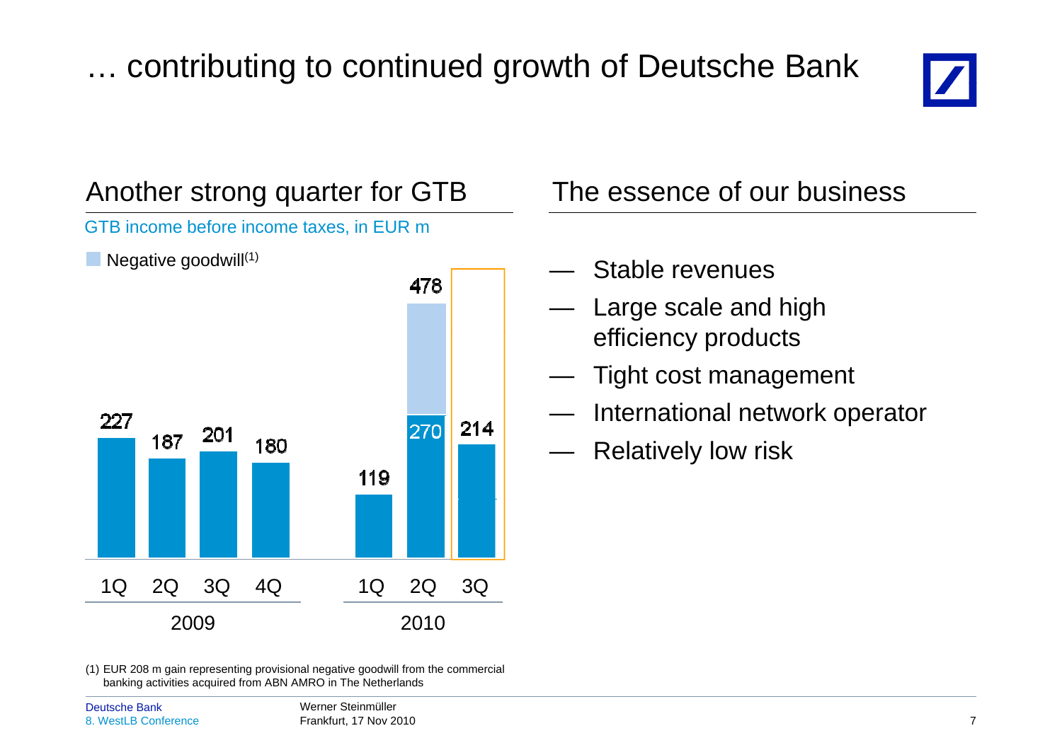# … contributing to continued growth of Deutsche Bank

## Another strong quarter for GTB

GTB income before income taxes, in EUR m

Negative goodwill(1)

| | 1Q 2009 | 2Q 2009 | 3Q 2009 | 4Q 2009 | 1Q 2010 | 2Q 2010 | 3Q 2010 |
|---|---|---|---|---|---|---|---|
| GTB income before income taxes | 227 | 187 | 201 | 180 | 119 | 270 | 214 |
| Total incl. negative goodwill | | | | | | 478 | |

## The essence of our business

- Stable revenues
- Large scale and high efficiency products
- Tight cost management
- International network operator
- Relatively low risk

(1) EUR 208 m gain representing provisional negative goodwill from the commercial banking activities acquired from ABN AMRO in The Netherlands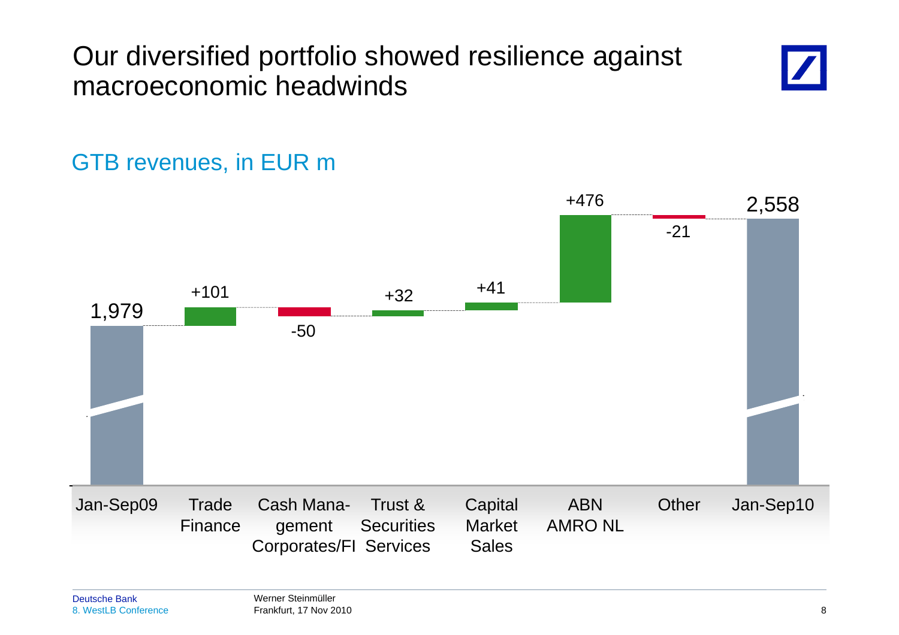# Our diversified portfolio showed resilience against macroeconomic headwinds

## GTB revenues, in EUR m

| | Jan-Sep09 | Trade Finance | Cash Management Corporates/FI | Trust & Securities Services | Capital Market Sales | ABN AMRO NL | Other | Jan-Sep10 |
|---|---|---|---|---|---|---|---|---|
| Value | 1,979 | +101 | -50 | +32 | +41 | +476 | -21 | 2,558 |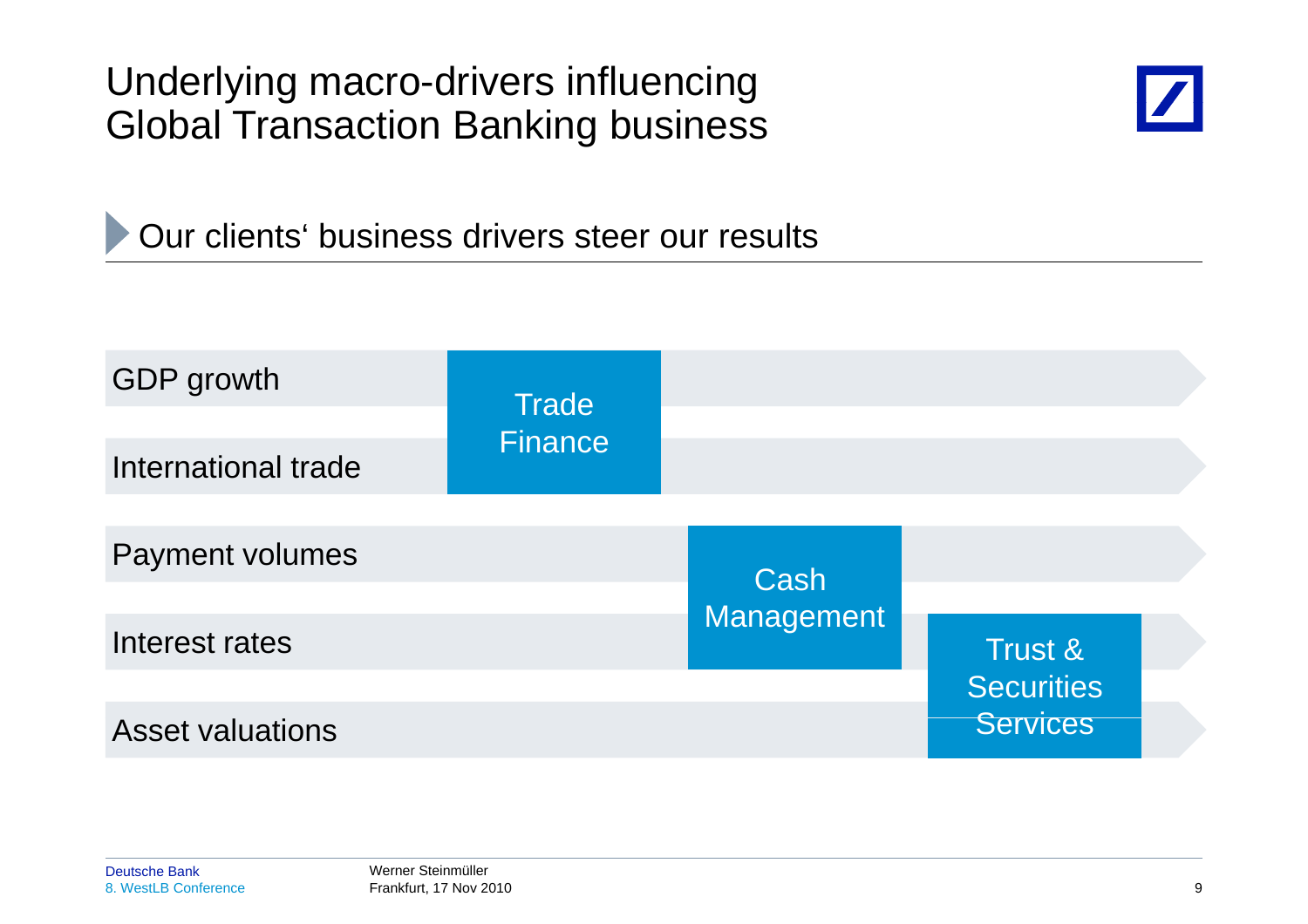# Underlying macro-drivers influencing Global Transaction Banking business

## Our clients' business drivers steer our results

| Macro-driver | Trade Finance | Cash Management | Trust & Securities Services |
|---|---|---|---|
| GDP growth | Trade Finance | | |
| International trade | Trade Finance | | |
| Payment volumes | | Cash Management | |
| Interest rates | | Cash Management | Trust & Securities Services |
| Asset valuations | | | Trust & Securities Services |

Deutsche Bank
8. WestLB Conference

Werner Steinmüller
Frankfurt, 17 Nov 2010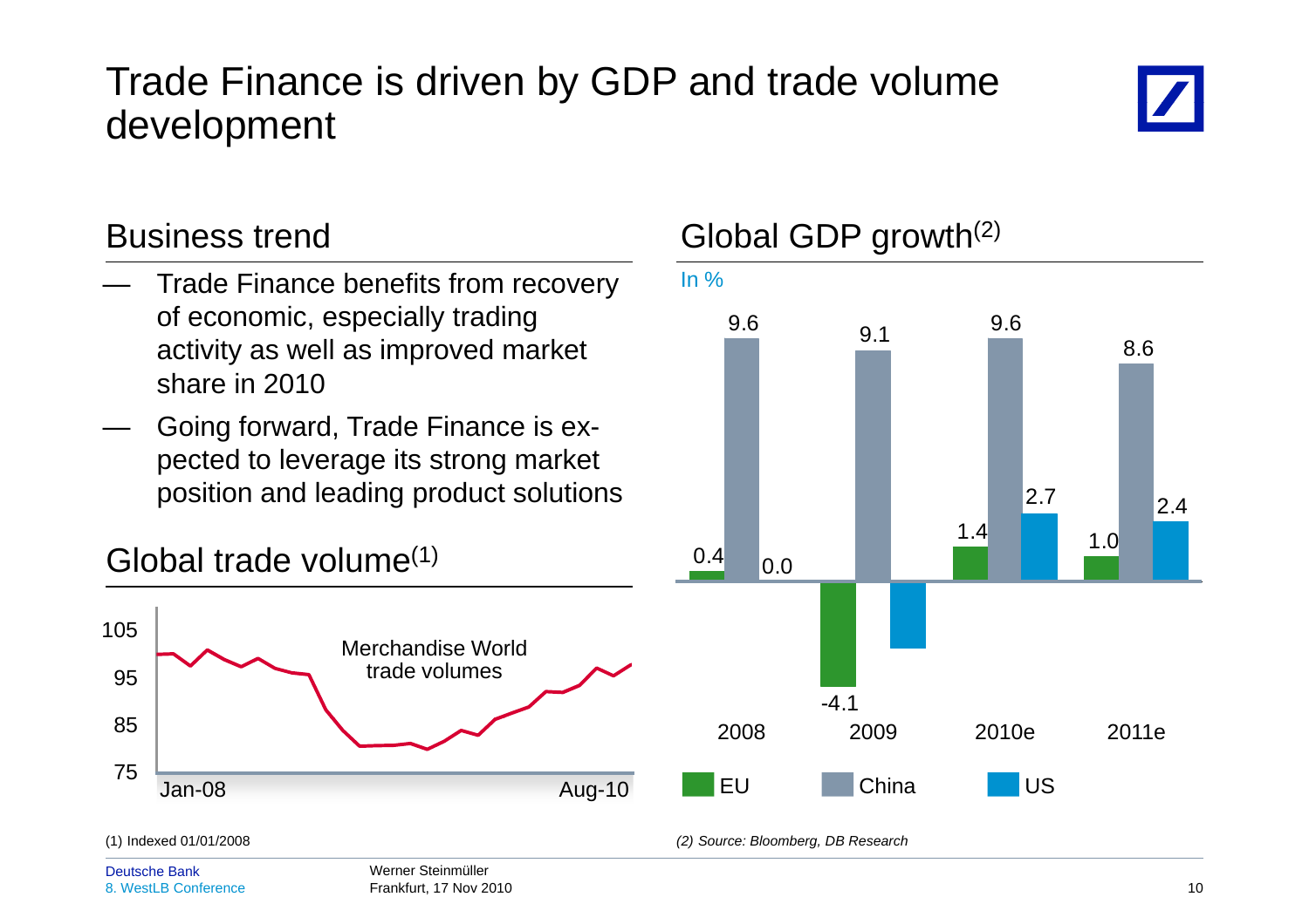# Trade Finance is driven by GDP and trade volume development

## Business trend

- Trade Finance benefits from recovery of economic, especially trading activity as well as improved market share in 2010
- Going forward, Trade Finance is expected to leverage its strong market position and leading product solutions

## Global trade volume(1)

Merchandise World trade volumes

105, 95, 85, 75

Jan-08 — Aug-10

## Global GDP growth(2)

In %

| | EU | China | US |
|---|---|---|---|
| 2008 | 0.4 | 9.6 | 0.0 |
| 2009 | -4.1 | 9.1 | |
| 2010e | 1.4 | 9.6 | 2.7 |
| 2011e | 1.0 | 8.6 | 2.4 |

(1) Indexed 01/01/2008

*(2) Source: Bloomberg, DB Research*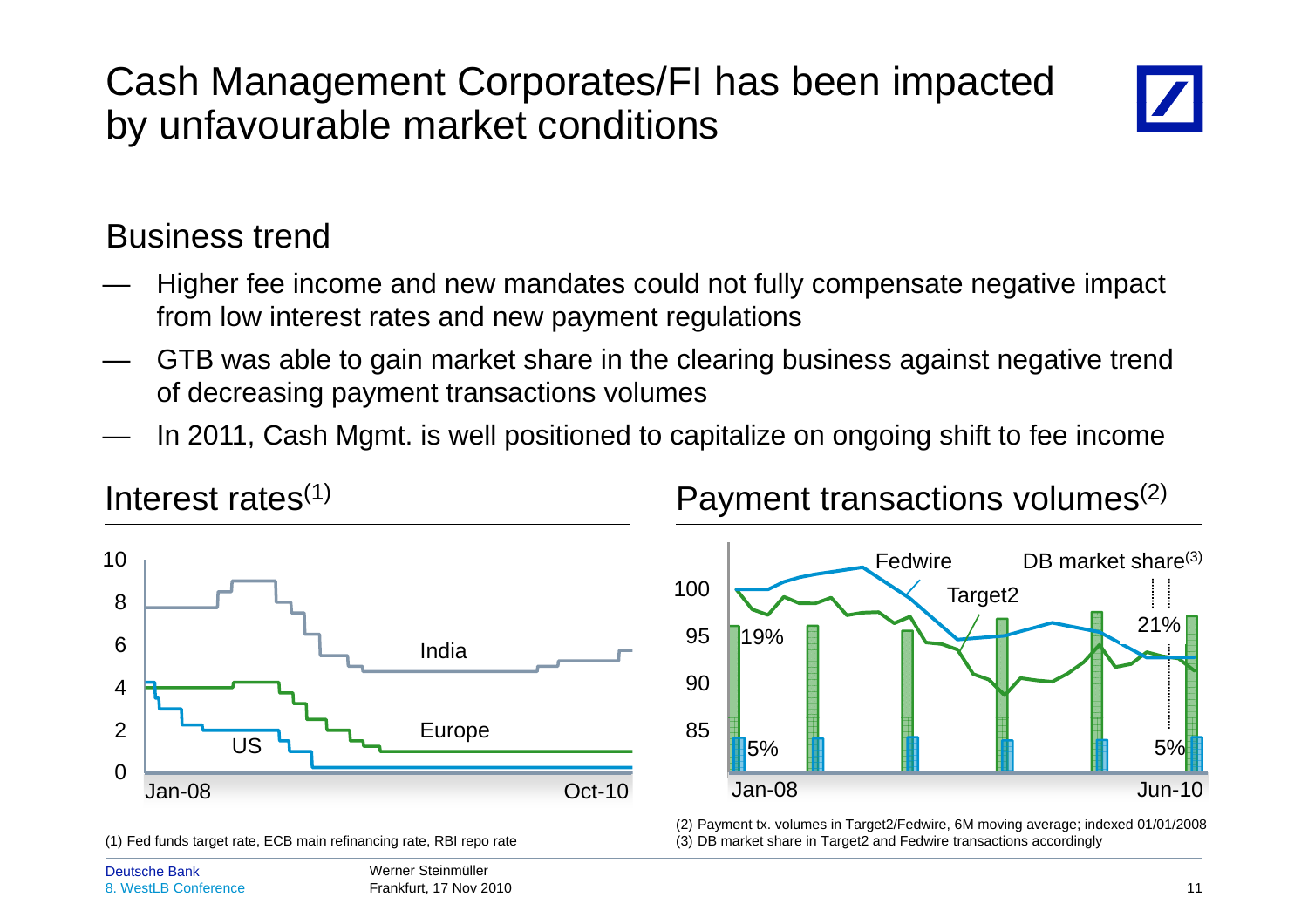# Cash Management Corporates/FI has been impacted by unfavourable market conditions

## Business trend

- Higher fee income and new mandates could not fully compensate negative impact from low interest rates and new payment regulations
- GTB was able to gain market share in the clearing business against negative trend of decreasing payment transactions volumes
- In 2011, Cash Mgmt. is well positioned to capitalize on ongoing shift to fee income

## Interest rates(1)

10
8
6
4
2
0

India
Europe
US

Jan-08 Oct-10

## Payment transactions volumes(2)

100
95
90
85

Fedwire
Target2
DB market share(3)

19% 21%
5% 5%

Jan-08 Jun-10

(1) Fed funds target rate, ECB main refinancing rate, RBI repo rate

(2) Payment tx. volumes in Target2/Fedwire, 6M moving average; indexed 01/01/2008
(3) DB market share in Target2 and Fedwire transactions accordingly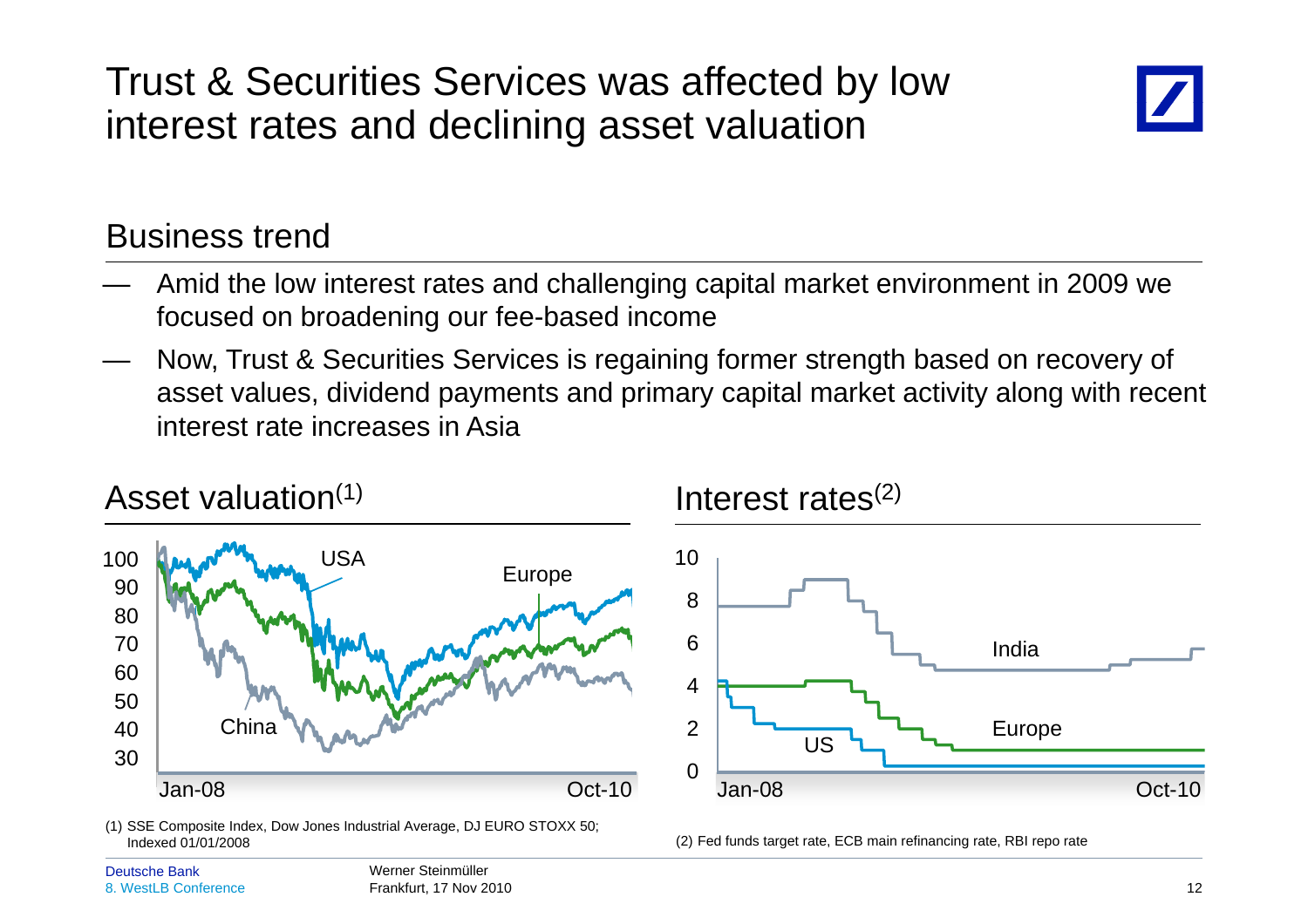# Trust & Securities Services was affected by low interest rates and declining asset valuation

## Business trend

- Amid the low interest rates and challenging capital market environment in 2009 we focused on broadening our fee-based income
- Now, Trust & Securities Services is regaining former strength based on recovery of asset values, dividend payments and primary capital market activity along with recent interest rate increases in Asia

## Asset valuation[1]

USA, Europe, China (Jan-08 to Oct-10)

(1) SSE Composite Index, Dow Jones Industrial Average, DJ EURO STOXX 50; Indexed 01/01/2008

## Interest rates[2]

India, Europe, US (Jan-08 to Oct-10)

(2) Fed funds target rate, ECB main refinancing rate, RBI repo rate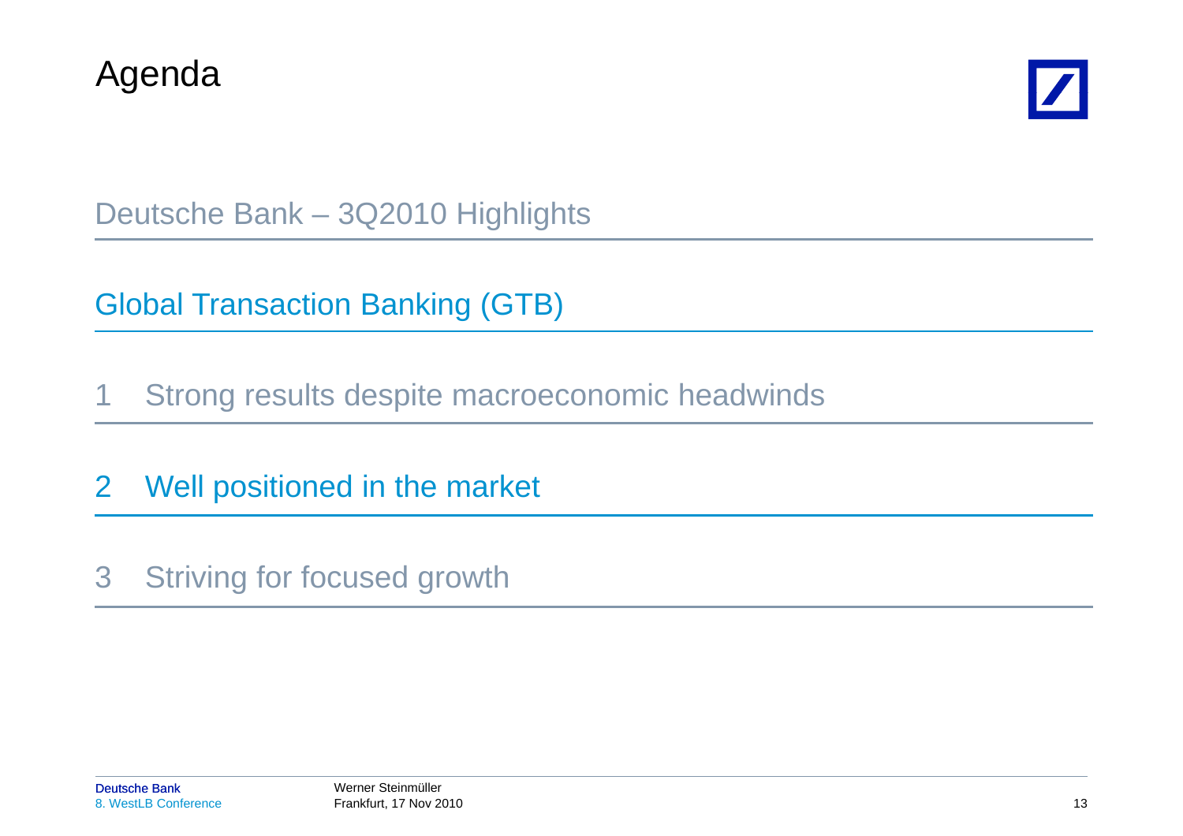# Agenda

Deutsche Bank – 3Q2010 Highlights

Global Transaction Banking (GTB)

1 Strong results despite macroeconomic headwinds

2 Well positioned in the market

3 Striving for focused growth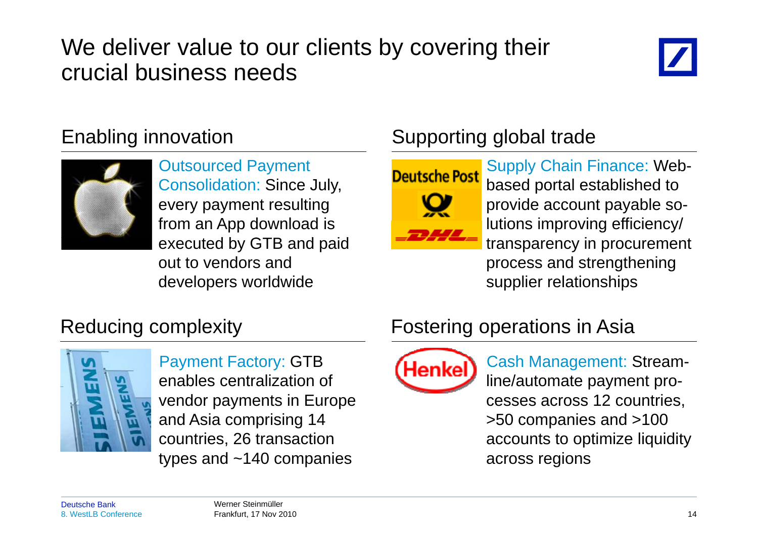# We deliver value to our clients by covering their crucial business needs

## Enabling innovation

**Outsourced Payment Consolidation:** Since July, every payment resulting from an App download is executed by GTB and paid out to vendors and developers worldwide

## Supporting global trade

**Supply Chain Finance:** Web-based portal established to provide account payable solutions improving efficiency/ transparency in procurement process and strengthening supplier relationships

## Reducing complexity

**Payment Factory:** GTB enables centralization of vendor payments in Europe and Asia comprising 14 countries, 26 transaction types and ~140 companies

## Fostering operations in Asia

**Cash Management:** Streamline/automate payment processes across 12 countries, >50 companies and >100 accounts to optimize liquidity across regions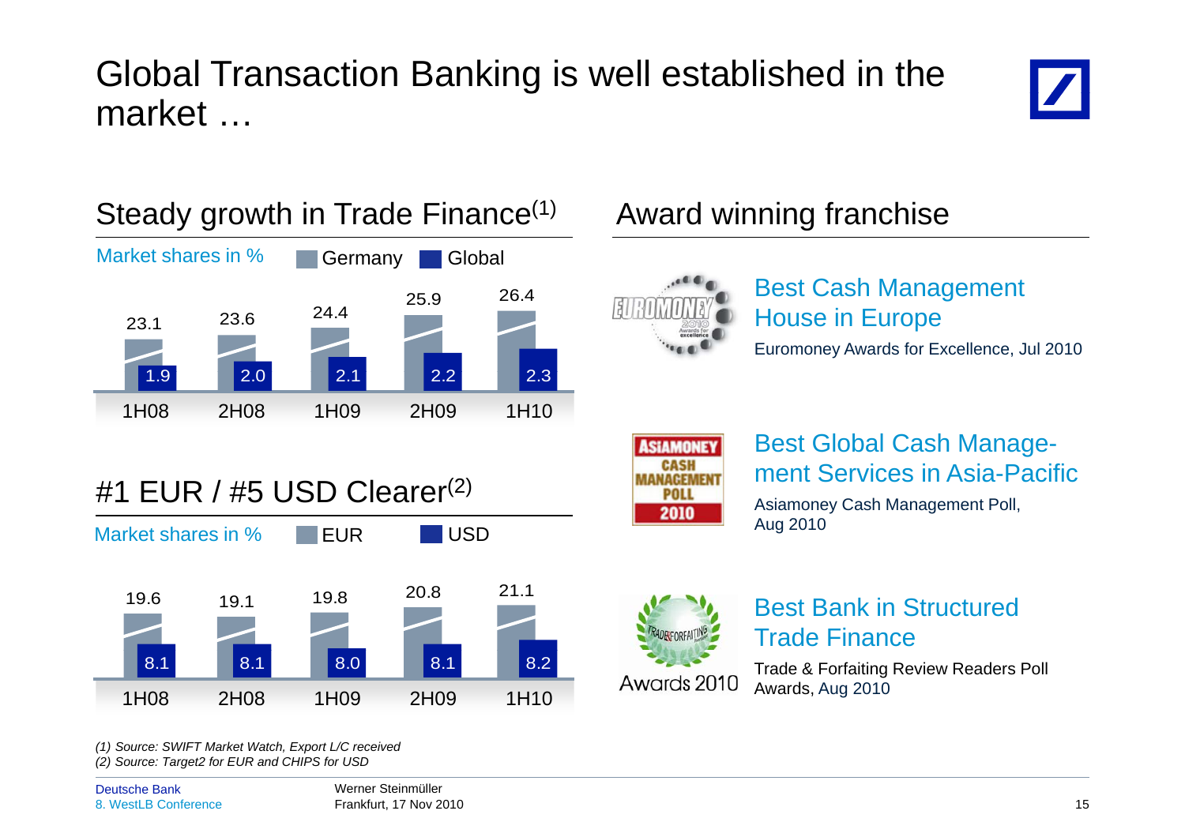# Global Transaction Banking is well established in the market …

## Steady growth in Trade Finance[1]

Market shares in %

| | 1H08 | 2H08 | 1H09 | 2H09 | 1H10 |
|---|---|---|---|---|---|
| Germany | 23.1 | 23.6 | 24.4 | 25.9 | 26.4 |
| Global | 1.9 | 2.0 | 2.1 | 2.2 | 2.3 |

## #1 EUR / #5 USD Clearer[2]

Market shares in %

| | 1H08 | 2H08 | 1H09 | 2H09 | 1H10 |
|---|---|---|---|---|---|
| EUR | 19.6 | 19.1 | 19.8 | 20.8 | 21.1 |
| USD | 8.1 | 8.1 | 8.0 | 8.1 | 8.2 |

## Award winning franchise

**Best Cash Management House in Europe**
Euromoney Awards for Excellence, Jul 2010

**Best Global Cash Management Services in Asia-Pacific**
Asiamoney Cash Management Poll, Aug 2010

**Best Bank in Structured Trade Finance**
Trade & Forfaiting Review Readers Poll Awards, Aug 2010

*(1) Source: SWIFT Market Watch, Export L/C received*
*(2) Source: Target2 for EUR and CHIPS for USD*

Deutsche Bank
8. WestLB Conference

Werner Steinmüller
Frankfurt, 17 Nov 2010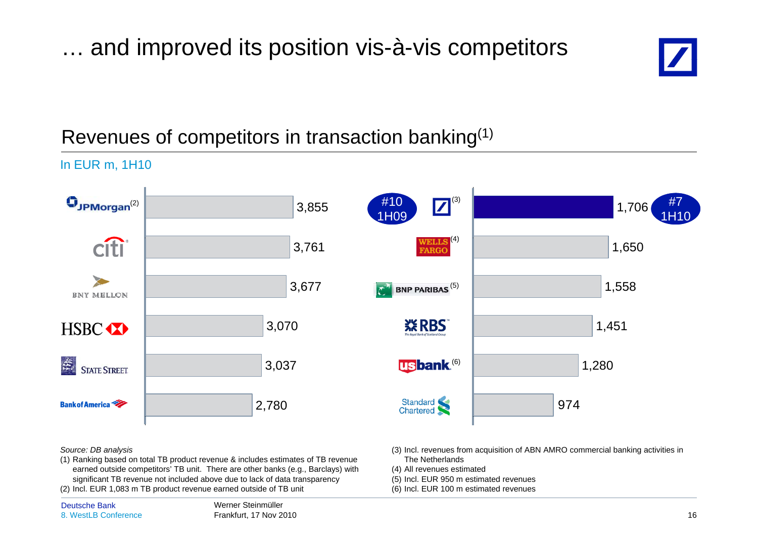# … and improved its position vis-à-vis competitors

## Revenues of competitors in transaction banking[1]

In EUR m, 1H10

| Bank | Revenues |
|---|---|
| JPMorgan[2] | 3,855 |
| Citi | 3,761 |
| BNY Mellon | 3,677 |
| HSBC | 3,070 |
| State Street | 3,037 |
| Bank of America | 2,780 |
| Deutsche Bank[3] (#10 1H09; #7 1H10) | 1,706 |
| Wells Fargo[4] | 1,650 |
| BNP Paribas[5] | 1,558 |
| RBS | 1,451 |
| usbank[6] | 1,280 |
| Standard Chartered | 974 |

*Source: DB analysis*

(1) Ranking based on total TB product revenue & includes estimates of TB revenue earned outside competitors' TB unit. There are other banks (e.g., Barclays) with significant TB revenue not included above due to lack of data transparency

(2) Incl. EUR 1,083 m TB product revenue earned outside of TB unit

(3) Incl. revenues from acquisition of ABN AMRO commercial banking activities in The Netherlands

(4) All revenues estimated

(5) Incl. EUR 950 m estimated revenues

(6) Incl. EUR 100 m estimated revenues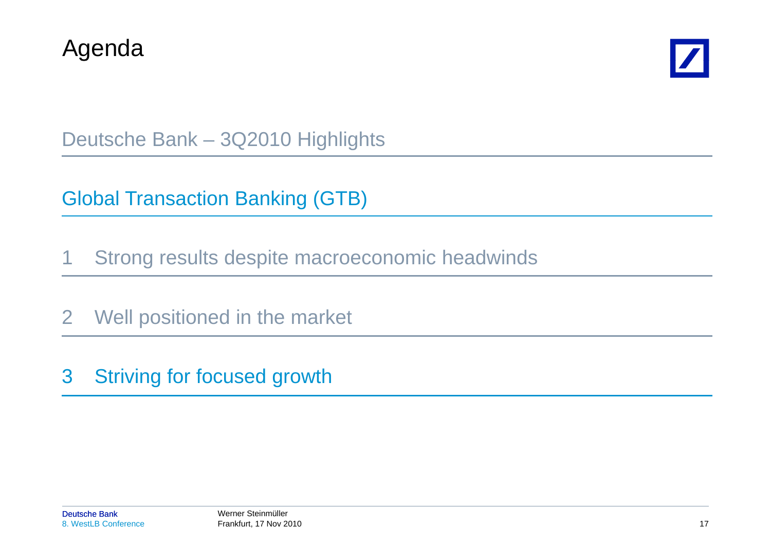# Agenda

Deutsche Bank – 3Q2010 Highlights

Global Transaction Banking (GTB)

1 Strong results despite macroeconomic headwinds

2 Well positioned in the market

3 Striving for focused growth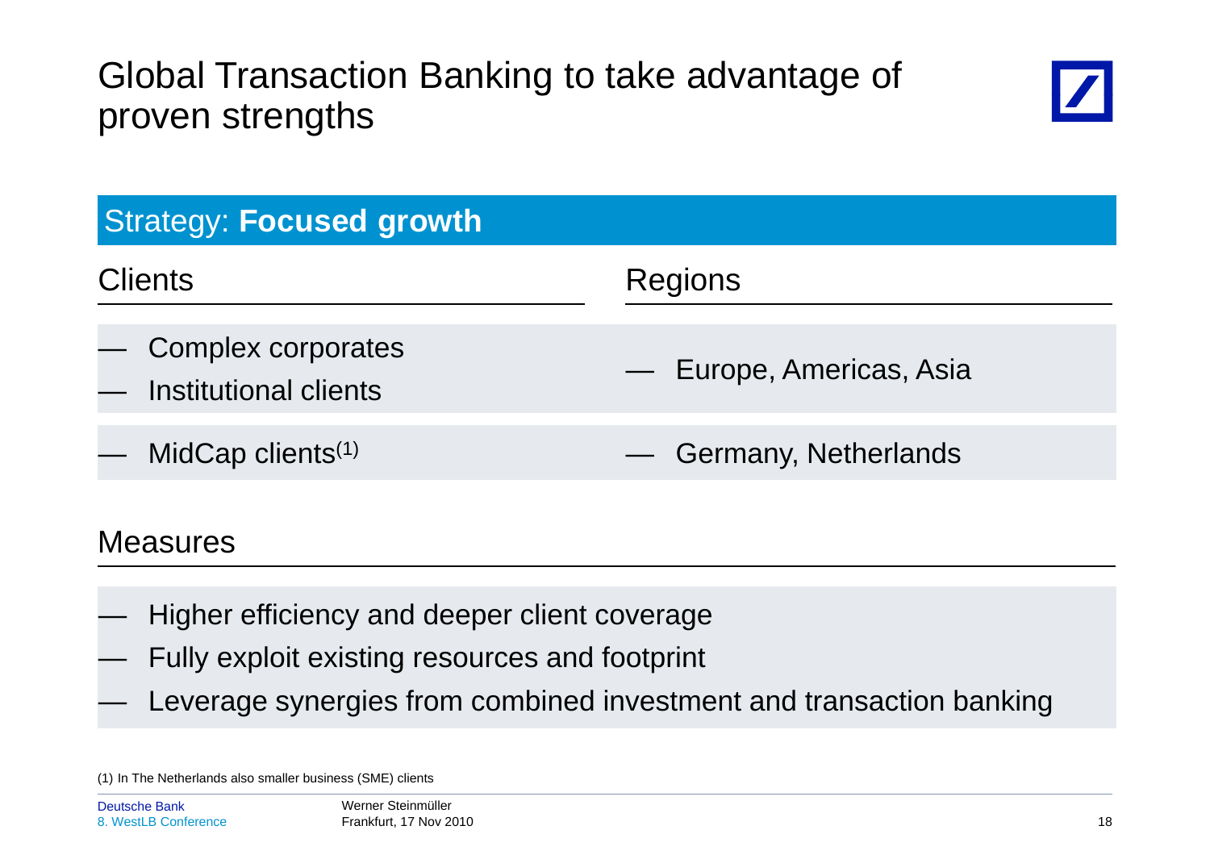# Global Transaction Banking to take advantage of proven strengths

## Strategy: **Focused growth**

| Clients | Regions |
|---|---|
| — Complex corporates<br>— Institutional clients | — Europe, Americas, Asia |
| — MidCap clients[1] | — Germany, Netherlands |

### Measures

- Higher efficiency and deeper client coverage
- Fully exploit existing resources and footprint
- Leverage synergies from combined investment and transaction banking

(1) In The Netherlands also smaller business (SME) clients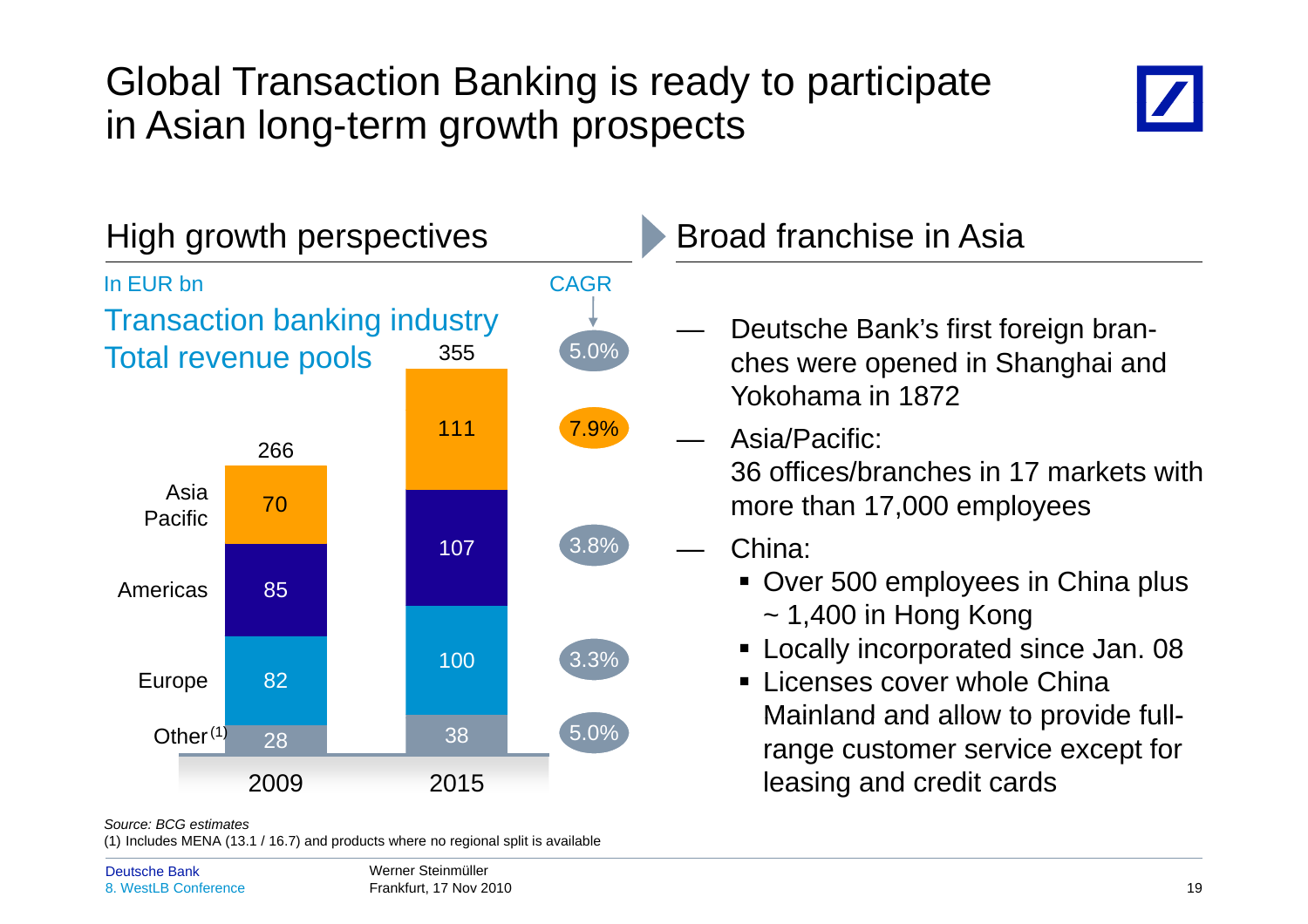# Global Transaction Banking is ready to participate in Asian long-term growth prospects

## High growth perspectives

In EUR bn

**Transaction banking industry Total revenue pools**

| | 2009 | 2015 | CAGR |
|---|---|---|---|
| Asia Pacific | 70 | 111 | 7.9% |
| Americas | 85 | 107 | 3.8% |
| Europe | 82 | 100 | 3.3% |
| Other(1) | 28 | 38 | 5.0% |
| **Total** | **266** | **355** | **5.0%** |

## Broad franchise in Asia

- Deutsche Bank's first foreign branches were opened in Shanghai and Yokohama in 1872
- Asia/Pacific: 36 offices/branches in 17 markets with more than 17,000 employees
- China:
  - Over 500 employees in China plus ~ 1,400 in Hong Kong
  - Locally incorporated since Jan. 08
  - Licenses cover whole China Mainland and allow to provide full-range customer service except for leasing and credit cards

*Source: BCG estimates*

(1) Includes MENA (13.1 / 16.7) and products where no regional split is available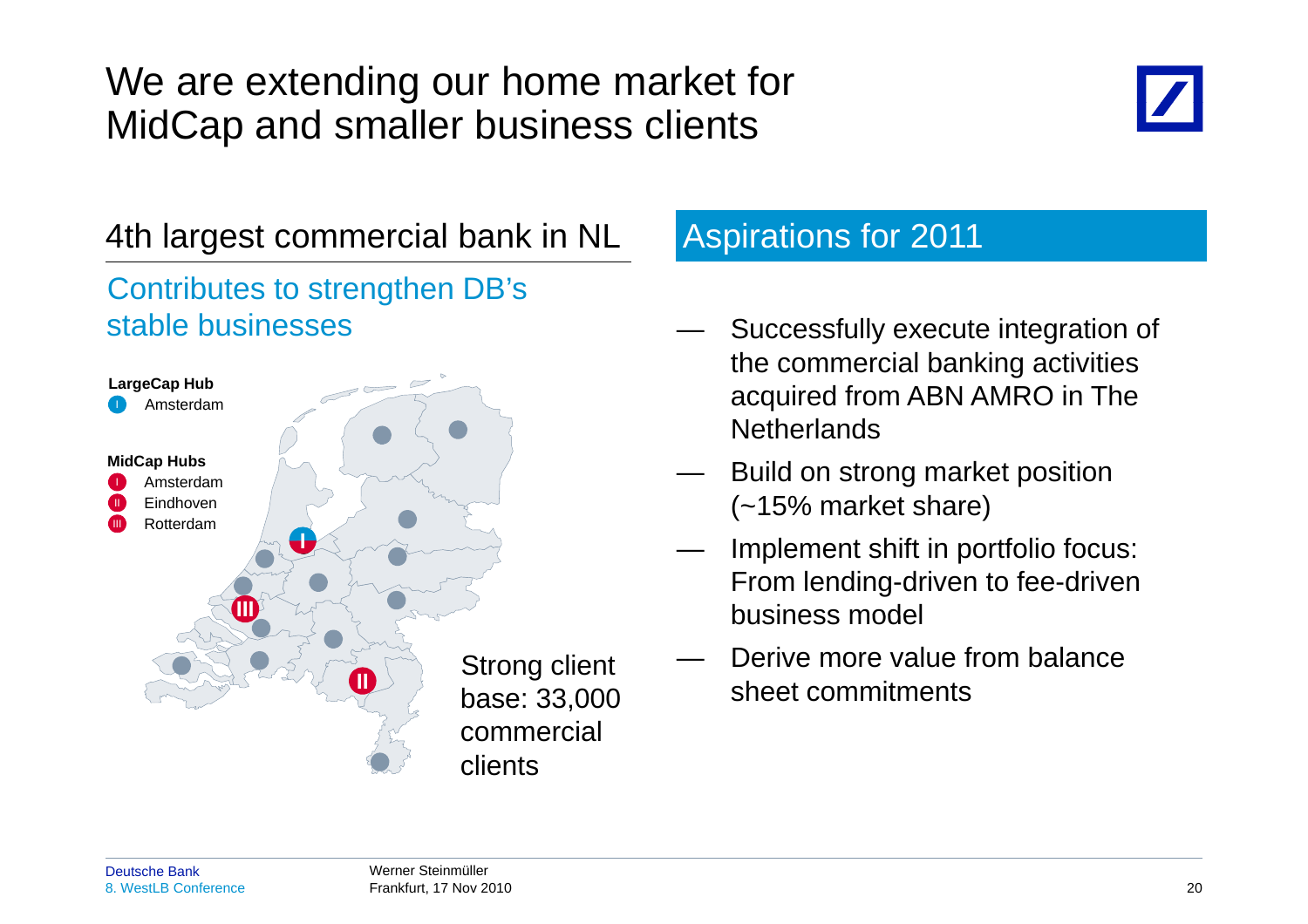# We are extending our home market for MidCap and smaller business clients

## 4th largest commercial bank in NL

### Contributes to strengthen DB's stable businesses

**LargeCap Hub**
- I Amsterdam

**MidCap Hubs**
- I Amsterdam
- II Eindhoven
- III Rotterdam

Strong client base: 33,000 commercial clients

## Aspirations for 2011

- Successfully execute integration of the commercial banking activities acquired from ABN AMRO in The Netherlands
- Build on strong market position (~15% market share)
- Implement shift in portfolio focus: From lending-driven to fee-driven business model
- Derive more value from balance sheet commitments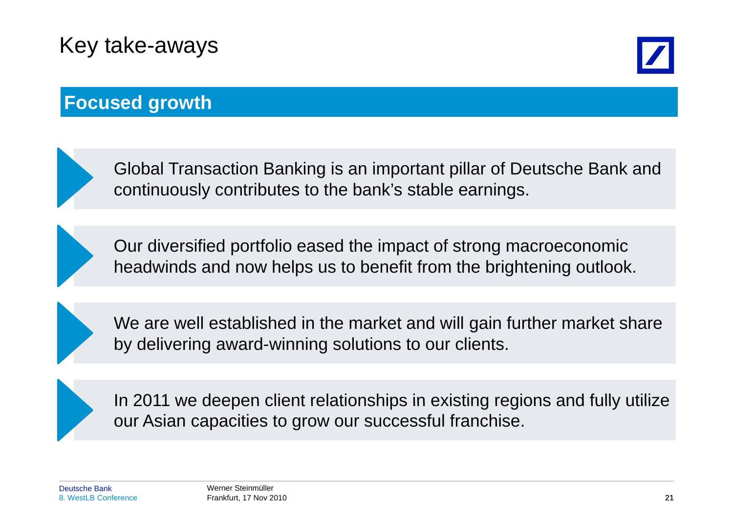# Key take-aways

## Focused growth

- Global Transaction Banking is an important pillar of Deutsche Bank and continuously contributes to the bank's stable earnings.

- Our diversified portfolio eased the impact of strong macroeconomic headwinds and now helps us to benefit from the brightening outlook.

- We are well established in the market and will gain further market share by delivering award-winning solutions to our clients.

- In 2011 we deepen client relationships in existing regions and fully utilize our Asian capacities to grow our successful franchise.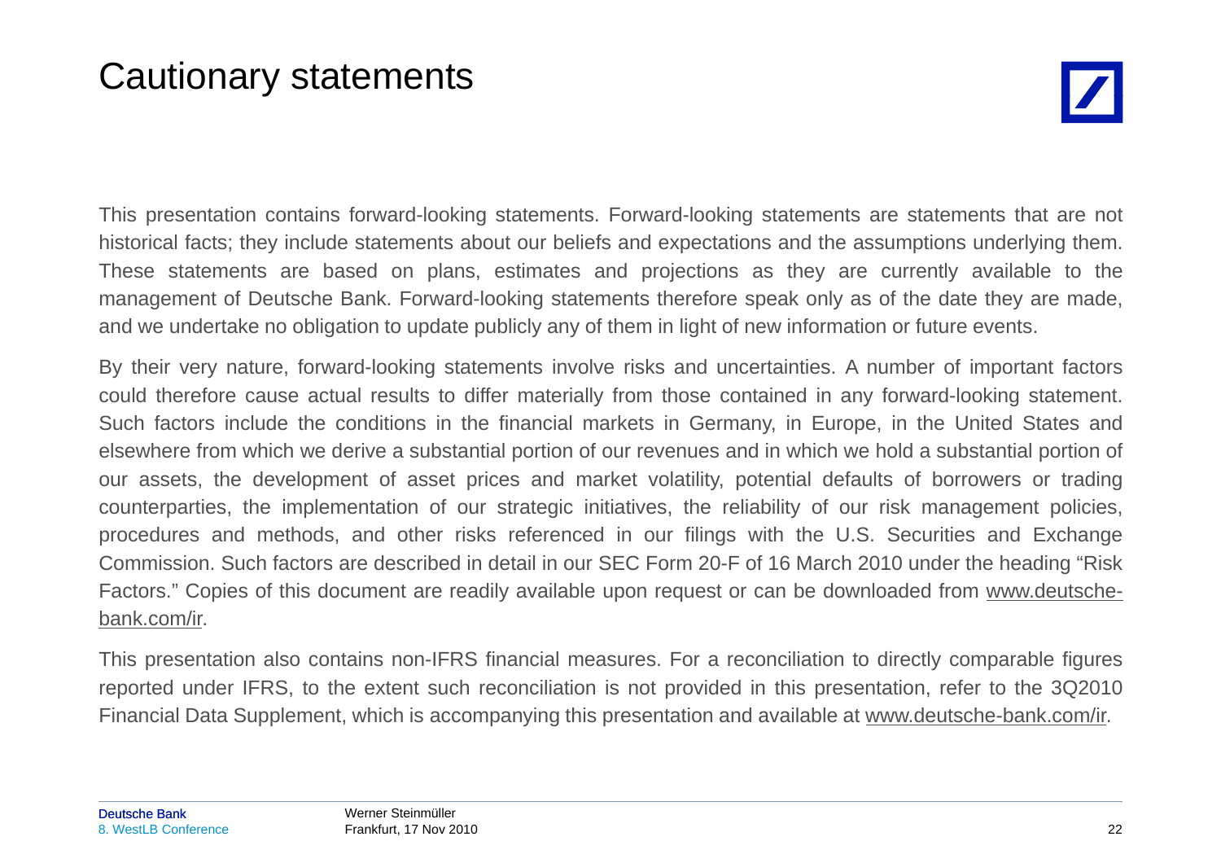# Cautionary statements

This presentation contains forward-looking statements. Forward-looking statements are statements that are not historical facts; they include statements about our beliefs and expectations and the assumptions underlying them. These statements are based on plans, estimates and projections as they are currently available to the management of Deutsche Bank. Forward-looking statements therefore speak only as of the date they are made, and we undertake no obligation to update publicly any of them in light of new information or future events.

By their very nature, forward-looking statements involve risks and uncertainties. A number of important factors could therefore cause actual results to differ materially from those contained in any forward-looking statement. Such factors include the conditions in the financial markets in Germany, in Europe, in the United States and elsewhere from which we derive a substantial portion of our revenues and in which we hold a substantial portion of our assets, the development of asset prices and market volatility, potential defaults of borrowers or trading counterparties, the implementation of our strategic initiatives, the reliability of our risk management policies, procedures and methods, and other risks referenced in our filings with the U.S. Securities and Exchange Commission. Such factors are described in detail in our SEC Form 20-F of 16 March 2010 under the heading "Risk Factors." Copies of this document are readily available upon request or can be downloaded from www.deutsche-bank.com/ir.

This presentation also contains non-IFRS financial measures. For a reconciliation to directly comparable figures reported under IFRS, to the extent such reconciliation is not provided in this presentation, refer to the 3Q2010 Financial Data Supplement, which is accompanying this presentation and available at www.deutsche-bank.com/ir.